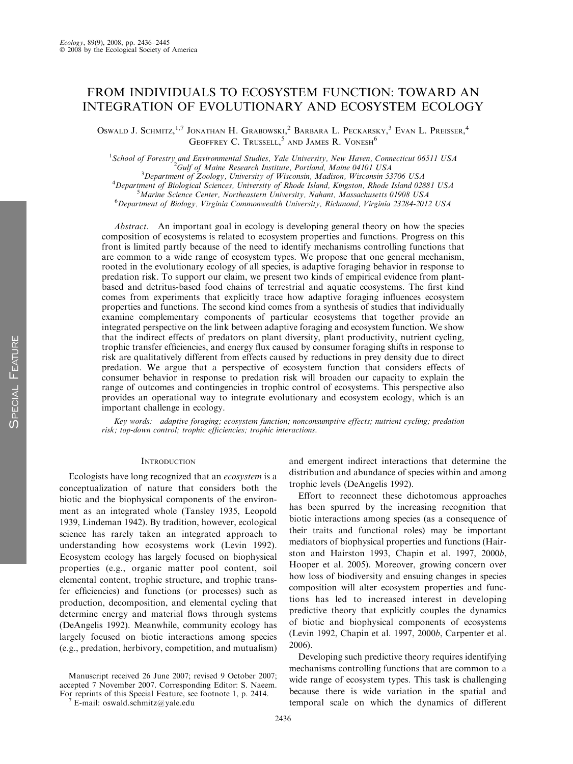# FROM INDIVIDUALS TO ECOSYSTEM FUNCTION: TOWARD AN INTEGRATION OF EVOLUTIONARY AND ECOSYSTEM ECOLOGY

Oswald J. Schmitz,[1,7] Jonathan H. Grabowski,[2] Barbara L. Peckarsky,[3] Evan L. Preisser,[4] Geoffrey C. Trussell,[5] and James R. Vonesh[6]

[1]School of Forestry and Environmental Studies, Yale University, New Haven, Connecticut 06511 USA
[2]Gulf of Maine Research Institute, Portland, Maine 04101 USA
[3]Department of Zoology, University of Wisconsin, Madison, Wisconsin 53706 USA
[4]Department of Biological Sciences, University of Rhode Island, Kingston, Rhode Island 02881 USA
[5]Marine Science Center, Northeastern University, Nahant, Massachusetts 01908 USA
[6]Department of Biology, Virginia Commonwealth University, Richmond, Virginia 23284-2012 USA

*Abstract.* An important goal in ecology is developing general theory on how the species composition of ecosystems is related to ecosystem properties and functions. Progress on this front is limited partly because of the need to identify mechanisms controlling functions that are common to a wide range of ecosystem types. We propose that one general mechanism, rooted in the evolutionary ecology of all species, is adaptive foraging behavior in response to predation risk. To support our claim, we present two kinds of empirical evidence from plant-based and detritus-based food chains of terrestrial and aquatic ecosystems. The first kind comes from experiments that explicitly trace how adaptive foraging influences ecosystem properties and functions. The second kind comes from a synthesis of studies that individually examine complementary components of particular ecosystems that together provide an integrated perspective on the link between adaptive foraging and ecosystem function. We show that the indirect effects of predators on plant diversity, plant productivity, nutrient cycling, trophic transfer efficiencies, and energy flux caused by consumer foraging shifts in response to risk are qualitatively different from effects caused by reductions in prey density due to direct predation. We argue that a perspective of ecosystem function that considers effects of consumer behavior in response to predation risk will broaden our capacity to explain the range of outcomes and contingencies in trophic control of ecosystems. This perspective also provides an operational way to integrate evolutionary and ecosystem ecology, which is an important challenge in ecology.

*Key words:* adaptive foraging; ecosystem function; nonconsumptive effects; nutrient cycling; predation risk; top-down control; trophic efficiencies; trophic interactions.

## Introduction

Ecologists have long recognized that an *ecosystem* is a conceptualization of nature that considers both the biotic and the biophysical components of the environment as an integrated whole (Tansley 1935, Leopold 1939, Lindeman 1942). By tradition, however, ecological science has rarely taken an integrated approach to understanding how ecosystems work (Levin 1992). Ecosystem ecology has largely focused on biophysical properties (e.g., organic matter pool content, soil elemental content, trophic structure, and trophic transfer efficiencies) and functions (or processes) such as production, decomposition, and elemental cycling that determine energy and material flows through systems (DeAngelis 1992). Meanwhile, community ecology has largely focused on biotic interactions among species (e.g., predation, herbivory, competition, and mutualism) and emergent indirect interactions that determine the distribution and abundance of species within and among trophic levels (DeAngelis 1992).

Effort to reconnect these dichotomous approaches has been spurred by the increasing recognition that biotic interactions among species (as a consequence of their traits and functional roles) may be important mediators of biophysical properties and functions (Hairston and Hairston 1993, Chapin et al. 1997, 2000*b*, Hooper et al. 2005). Moreover, growing concern over how loss of biodiversity and ensuing changes in species composition will alter ecosystem properties and functions has led to increased interest in developing predictive theory that explicitly couples the dynamics of biotic and biophysical components of ecosystems (Levin 1992, Chapin et al. 1997, 2000*b*, Carpenter et al. 2006).

Developing such predictive theory requires identifying mechanisms controlling functions that are common to a wide range of ecosystem types. This task is challenging because there is wide variation in the spatial and temporal scale on which the dynamics of different

Manuscript received 26 June 2007; revised 9 October 2007; accepted 7 November 2007. Corresponding Editor: S. Naeem. For reprints of this Special Feature, see footnote 1, p. 2414.

[7] E-mail: oswald.schmitz@yale.edu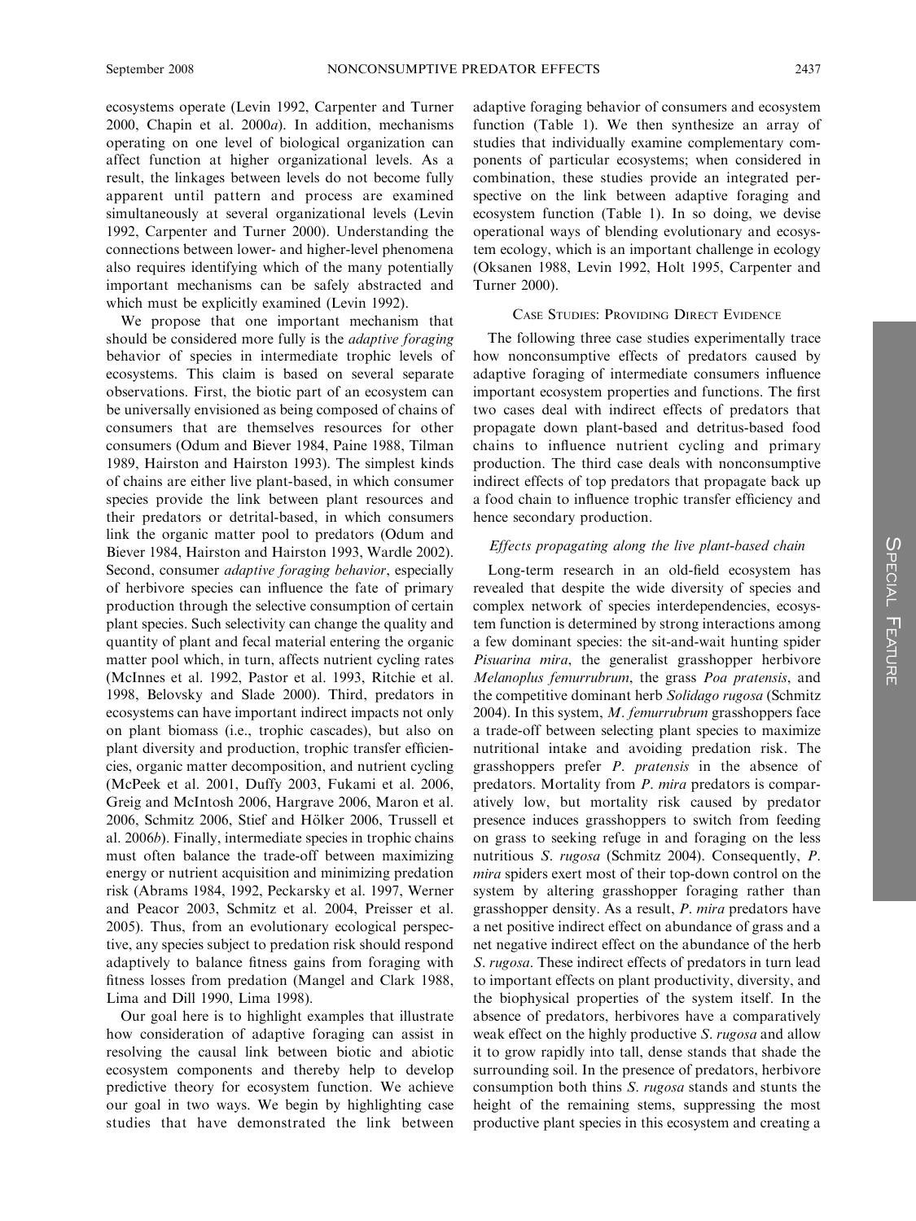ecosystems operate (Levin 1992, Carpenter and Turner 2000, Chapin et al. 2000*a*). In addition, mechanisms operating on one level of biological organization can affect function at higher organizational levels. As a result, the linkages between levels do not become fully apparent until pattern and process are examined simultaneously at several organizational levels (Levin 1992, Carpenter and Turner 2000). Understanding the connections between lower- and higher-level phenomena also requires identifying which of the many potentially important mechanisms can be safely abstracted and which must be explicitly examined (Levin 1992).

We propose that one important mechanism that should be considered more fully is the *adaptive foraging* behavior of species in intermediate trophic levels of ecosystems. This claim is based on several separate observations. First, the biotic part of an ecosystem can be universally envisioned as being composed of chains of consumers that are themselves resources for other consumers (Odum and Biever 1984, Paine 1988, Tilman 1989, Hairston and Hairston 1993). The simplest kinds of chains are either live plant-based, in which consumer species provide the link between plant resources and their predators or detrital-based, in which consumers link the organic matter pool to predators (Odum and Biever 1984, Hairston and Hairston 1993, Wardle 2002). Second, consumer *adaptive foraging behavior*, especially of herbivore species can influence the fate of primary production through the selective consumption of certain plant species. Such selectivity can change the quality and quantity of plant and fecal material entering the organic matter pool which, in turn, affects nutrient cycling rates (McInnes et al. 1992, Pastor et al. 1993, Ritchie et al. 1998, Belovsky and Slade 2000). Third, predators in ecosystems can have important indirect impacts not only on plant biomass (i.e., trophic cascades), but also on plant diversity and production, trophic transfer efficiencies, organic matter decomposition, and nutrient cycling (McPeek et al. 2001, Duffy 2003, Fukami et al. 2006, Greig and McIntosh 2006, Hargrave 2006, Maron et al. 2006, Schmitz 2006, Stief and Hölker 2006, Trussell et al. 2006*b*). Finally, intermediate species in trophic chains must often balance the trade-off between maximizing energy or nutrient acquisition and minimizing predation risk (Abrams 1984, 1992, Peckarsky et al. 1997, Werner and Peacor 2003, Schmitz et al. 2004, Preisser et al. 2005). Thus, from an evolutionary ecological perspective, any species subject to predation risk should respond adaptively to balance fitness gains from foraging with fitness losses from predation (Mangel and Clark 1988, Lima and Dill 1990, Lima 1998).

Our goal here is to highlight examples that illustrate how consideration of adaptive foraging can assist in resolving the causal link between biotic and abiotic ecosystem components and thereby help to develop predictive theory for ecosystem function. We achieve our goal in two ways. We begin by highlighting case studies that have demonstrated the link between adaptive foraging behavior of consumers and ecosystem function (Table 1). We then synthesize an array of studies that individually examine complementary components of particular ecosystems; when considered in combination, these studies provide an integrated perspective on the link between adaptive foraging and ecosystem function (Table 1). In so doing, we devise operational ways of blending evolutionary and ecosystem ecology, which is an important challenge in ecology (Oksanen 1988, Levin 1992, Holt 1995, Carpenter and Turner 2000).

## Case Studies: Providing Direct Evidence

The following three case studies experimentally trace how nonconsumptive effects of predators caused by adaptive foraging of intermediate consumers influence important ecosystem properties and functions. The first two cases deal with indirect effects of predators that propagate down plant-based and detritus-based food chains to influence nutrient cycling and primary production. The third case deals with nonconsumptive indirect effects of top predators that propagate back up a food chain to influence trophic transfer efficiency and hence secondary production.

### *Effects propagating along the live plant-based chain*

Long-term research in an old-field ecosystem has revealed that despite the wide diversity of species and complex network of species interdependencies, ecosystem function is determined by strong interactions among a few dominant species: the sit-and-wait hunting spider *Pisuarina mira*, the generalist grasshopper herbivore *Melanoplus femurrubrum*, the grass *Poa pratensis*, and the competitive dominant herb *Solidago rugosa* (Schmitz 2004). In this system, *M. femurrubrum* grasshoppers face a trade-off between selecting plant species to maximize nutritional intake and avoiding predation risk. The grasshoppers prefer *P. pratensis* in the absence of predators. Mortality from *P. mira* predators is comparatively low, but mortality risk caused by predator presence induces grasshoppers to switch from feeding on grass to seeking refuge in and foraging on the less nutritious *S. rugosa* (Schmitz 2004). Consequently, *P. mira* spiders exert most of their top-down control on the system by altering grasshopper foraging rather than grasshopper density. As a result, *P. mira* predators have a net positive indirect effect on abundance of grass and a net negative indirect effect on the abundance of the herb *S. rugosa*. These indirect effects of predators in turn lead to important effects on plant productivity, diversity, and the biophysical properties of the system itself. In the absence of predators, herbivores have a comparatively weak effect on the highly productive *S. rugosa* and allow it to grow rapidly into tall, dense stands that shade the surrounding soil. In the presence of predators, herbivore consumption both thins *S. rugosa* stands and stunts the height of the remaining stems, suppressing the most productive plant species in this ecosystem and creating a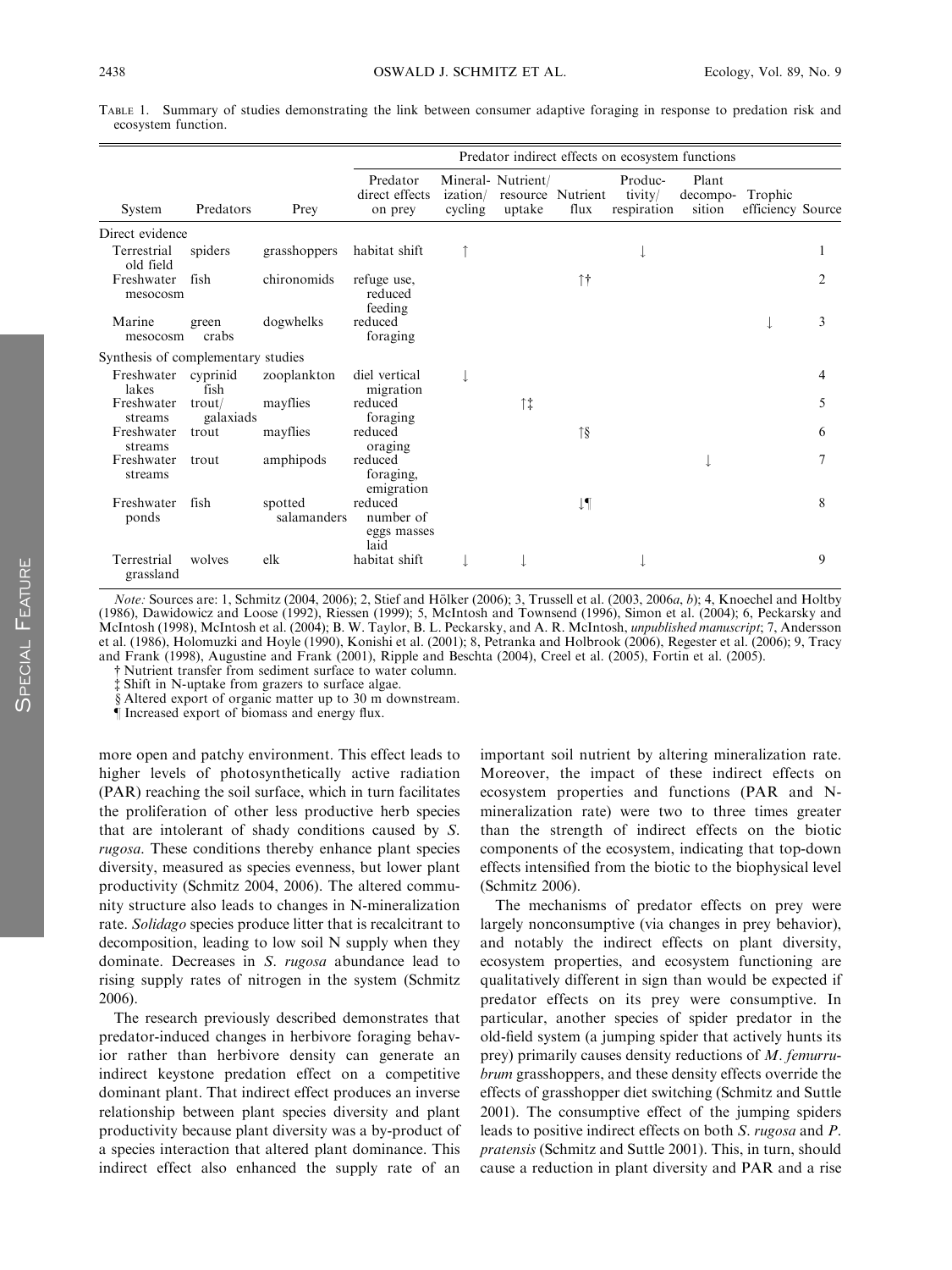TABLE 1. Summary of studies demonstrating the link between consumer adaptive foraging in response to predation risk and ecosystem function.

| | | | Predator indirect effects on ecosystem functions | | | | | | | |
|---|---|---|---|---|---|---|---|---|---|---|
| System | Predators | Prey | Predator direct effects on prey | Mineralization/cycling | Nutrient/resource uptake | Nutrient flux | Productivity/respiration | Plant decomposition | Trophic efficiency | Source |
| *Direct evidence* | | | | | | | | | | |
| Terrestrial old field | spiders | grasshoppers | habitat shift | ↑ | | | ↓ | | | 1 |
| Freshwater mesocosm | fish | chironomids | refuge use, reduced feeding | | | ↑† | | | | 2 |
| Marine mesocosm | green crabs | dogwhelks | reduced foraging | | | | | | ↓ | 3 |
| *Synthesis of complementary studies* | | | | | | | | | | |
| Freshwater lakes | cyprinid fish | zooplankton | diel vertical migration | ↓ | | | | | | 4 |
| Freshwater streams | trout/galaxiads | mayflies | reduced foraging | | ↑‡ | | | | | 5 |
| Freshwater streams | trout | mayflies | reduced oraging | | | ↑§ | | | | 6 |
| Freshwater streams | trout | amphipods | reduced foraging, emigration | | | | | ↓ | | 7 |
| Freshwater ponds | fish | spotted salamanders | reduced number of eggs masses laid | | | ↓¶ | | | | 8 |
| Terrestrial grassland | wolves | elk | habitat shift | ↓ | ↓ | | ↓ | | | 9 |

*Note:* Sources are: 1, Schmitz (2004, 2006); 2, Stief and Hölker (2006); 3, Trussell et al. (2003, 2006*a*, *b*); 4, Knoechel and Holtby (1986), Dawidowicz and Loose (1992), Riessen (1999); 5, McIntosh and Townsend (1996), Simon et al. (2004); 6, Peckarsky and McIntosh (1998), McIntosh et al. (2004); B. W. Taylor, B. L. Peckarsky, and A. R. McIntosh, *unpublished manuscript*; 7, Andersson et al. (1986), Holomuzki and Hoyle (1990), Konishi et al. (2001); 8, Petranka and Holbrook (2006), Regester et al. (2006); 9, Tracy and Frank (1998), Augustine and Frank (2001), Ripple and Beschta (2004), Creel et al. (2005), Fortin et al. (2005).

† Nutrient transfer from sediment surface to water column.

‡ Shift in N-uptake from grazers to surface algae.

§ Altered export of organic matter up to 30 m downstream.

¶ Increased export of biomass and energy flux.

more open and patchy environment. This effect leads to higher levels of photosynthetically active radiation (PAR) reaching the soil surface, which in turn facilitates the proliferation of other less productive herb species that are intolerant of shady conditions caused by *S. rugosa*. These conditions thereby enhance plant species diversity, measured as species evenness, but lower plant productivity (Schmitz 2004, 2006). The altered community structure also leads to changes in N-mineralization rate. *Solidago* species produce litter that is recalcitrant to decomposition, leading to low soil N supply when they dominate. Decreases in *S. rugosa* abundance lead to rising supply rates of nitrogen in the system (Schmitz 2006).

The research previously described demonstrates that predator-induced changes in herbivore foraging behavior rather than herbivore density can generate an indirect keystone predation effect on a competitive dominant plant. That indirect effect produces an inverse relationship between plant species diversity and plant productivity because plant diversity was a by-product of a species interaction that altered plant dominance. This indirect effect also enhanced the supply rate of an important soil nutrient by altering mineralization rate. Moreover, the impact of these indirect effects on ecosystem properties and functions (PAR and N-mineralization rate) were two to three times greater than the strength of indirect effects on the biotic components of the ecosystem, indicating that top-down effects intensified from the biotic to the biophysical level (Schmitz 2006).

The mechanisms of predator effects on prey were largely nonconsumptive (via changes in prey behavior), and notably the indirect effects on plant diversity, ecosystem properties, and ecosystem functioning are qualitatively different in sign than would be expected if predator effects on its prey were consumptive. In particular, another species of spider predator in the old-field system (a jumping spider that actively hunts its prey) primarily causes density reductions of *M. femurrubrum* grasshoppers, and these density effects override the effects of grasshopper diet switching (Schmitz and Suttle 2001). The consumptive effect of the jumping spiders leads to positive indirect effects on both *S. rugosa* and *P. pratensis* (Schmitz and Suttle 2001). This, in turn, should cause a reduction in plant diversity and PAR and a rise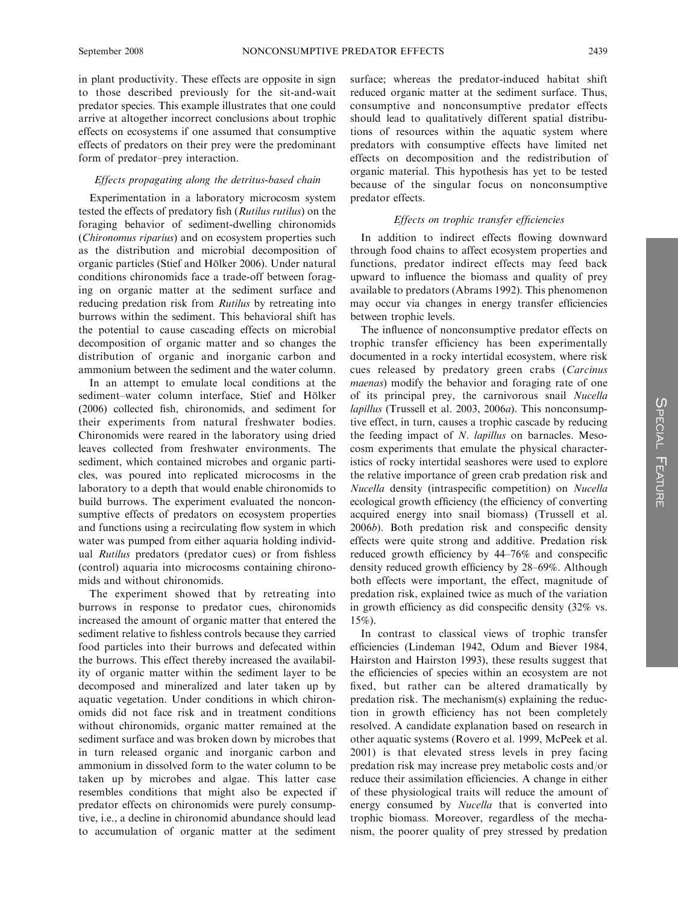in plant productivity. These effects are opposite in sign to those described previously for the sit-and-wait predator species. This example illustrates that one could arrive at altogether incorrect conclusions about trophic effects on ecosystems if one assumed that consumptive effects of predators on their prey were the predominant form of predator–prey interaction.

### *Effects propagating along the detritus-based chain*

Experimentation in a laboratory microcosm system tested the effects of predatory fish (*Rutilus rutilus*) on the foraging behavior of sediment-dwelling chironomids (*Chironomus riparius*) and on ecosystem properties such as the distribution and microbial decomposition of organic particles (Stief and Hölker 2006). Under natural conditions chironomids face a trade-off between foraging on organic matter at the sediment surface and reducing predation risk from *Rutilus* by retreating into burrows within the sediment. This behavioral shift has the potential to cause cascading effects on microbial decomposition of organic matter and so changes the distribution of organic and inorganic carbon and ammonium between the sediment and the water column.

In an attempt to emulate local conditions at the sediment–water column interface, Stief and Hölker (2006) collected fish, chironomids, and sediment for their experiments from natural freshwater bodies. Chironomids were reared in the laboratory using dried leaves collected from freshwater environments. The sediment, which contained microbes and organic particles, was poured into replicated microcosms in the laboratory to a depth that would enable chironomids to build burrows. The experiment evaluated the nonconsumptive effects of predators on ecosystem properties and functions using a recirculating flow system in which water was pumped from either aquaria holding individual *Rutilus* predators (predator cues) or from fishless (control) aquaria into microcosms containing chironomids and without chironomids.

The experiment showed that by retreating into burrows in response to predator cues, chironomids increased the amount of organic matter that entered the sediment relative to fishless controls because they carried food particles into their burrows and defecated within the burrows. This effect thereby increased the availability of organic matter within the sediment layer to be decomposed and mineralized and later taken up by aquatic vegetation. Under conditions in which chironomids did not face risk and in treatment conditions without chironomids, organic matter remained at the sediment surface and was broken down by microbes that in turn released organic and inorganic carbon and ammonium in dissolved form to the water column to be taken up by microbes and algae. This latter case resembles conditions that might also be expected if predator effects on chironomids were purely consumptive, i.e., a decline in chironomid abundance should lead to accumulation of organic matter at the sediment surface; whereas the predator-induced habitat shift reduced organic matter at the sediment surface. Thus, consumptive and nonconsumptive predator effects should lead to qualitatively different spatial distributions of resources within the aquatic system where predators with consumptive effects have limited net effects on decomposition and the redistribution of organic material. This hypothesis has yet to be tested because of the singular focus on nonconsumptive predator effects.

### *Effects on trophic transfer efficiencies*

In addition to indirect effects flowing downward through food chains to affect ecosystem properties and functions, predator indirect effects may feed back upward to influence the biomass and quality of prey available to predators (Abrams 1992). This phenomenon may occur via changes in energy transfer efficiencies between trophic levels.

The influence of nonconsumptive predator effects on trophic transfer efficiency has been experimentally documented in a rocky intertidal ecosystem, where risk cues released by predatory green crabs (*Carcinus maenas*) modify the behavior and foraging rate of one of its principal prey, the carnivorous snail *Nucella lapillus* (Trussell et al. 2003, 2006*a*). This nonconsumptive effect, in turn, causes a trophic cascade by reducing the feeding impact of *N. lapillus* on barnacles. Mesocosm experiments that emulate the physical characteristics of rocky intertidal seashores were used to explore the relative importance of green crab predation risk and *Nucella* density (intraspecific competition) on *Nucella* ecological growth efficiency (the efficiency of converting acquired energy into snail biomass) (Trussell et al. 2006*b*). Both predation risk and conspecific density effects were quite strong and additive. Predation risk reduced growth efficiency by 44–76% and conspecific density reduced growth efficiency by 28–69%. Although both effects were important, the effect, magnitude of predation risk, explained twice as much of the variation in growth efficiency as did conspecific density (32% vs. 15%).

In contrast to classical views of trophic transfer efficiencies (Lindeman 1942, Odum and Biever 1984, Hairston and Hairston 1993), these results suggest that the efficiencies of species within an ecosystem are not fixed, but rather can be altered dramatically by predation risk. The mechanism(s) explaining the reduction in growth efficiency has not been completely resolved. A candidate explanation based on research in other aquatic systems (Rovero et al. 1999, McPeek et al. 2001) is that elevated stress levels in prey facing predation risk may increase prey metabolic costs and/or reduce their assimilation efficiencies. A change in either of these physiological traits will reduce the amount of energy consumed by *Nucella* that is converted into trophic biomass. Moreover, regardless of the mechanism, the poorer quality of prey stressed by predation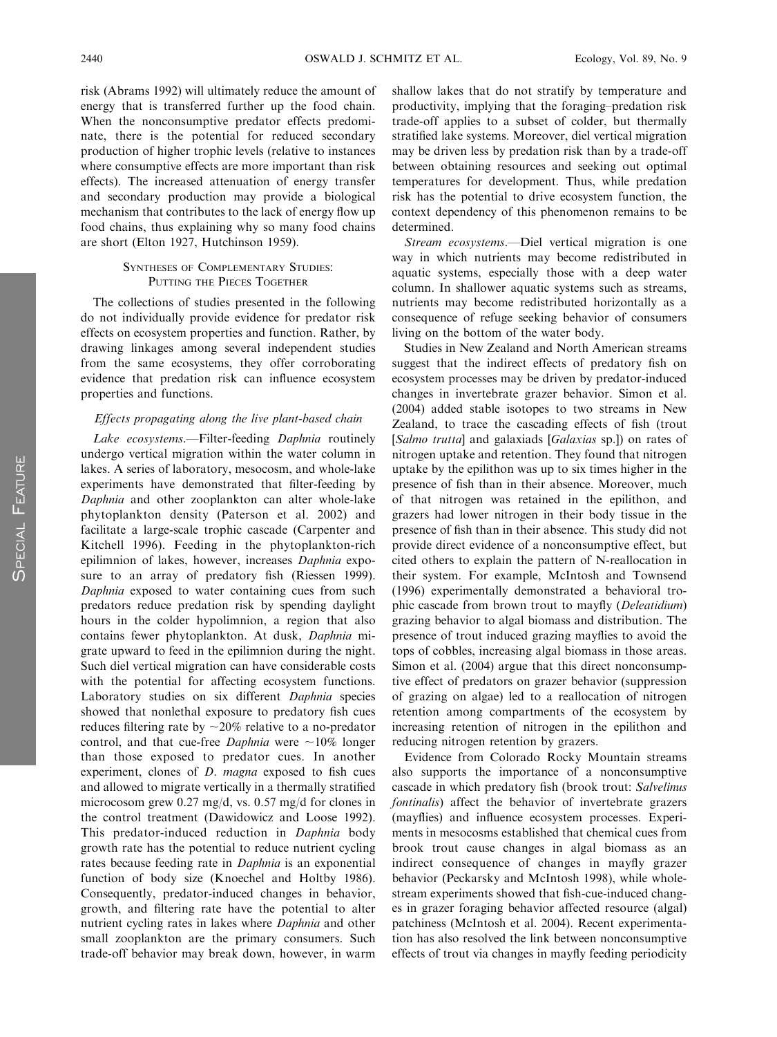risk (Abrams 1992) will ultimately reduce the amount of energy that is transferred further up the food chain. When the nonconsumptive predator effects predominate, there is the potential for reduced secondary production of higher trophic levels (relative to instances where consumptive effects are more important than risk effects). The increased attenuation of energy transfer and secondary production may provide a biological mechanism that contributes to the lack of energy flow up food chains, thus explaining why so many food chains are short (Elton 1927, Hutchinson 1959).

## Syntheses of Complementary Studies: Putting the Pieces Together

The collections of studies presented in the following do not individually provide evidence for predator risk effects on ecosystem properties and function. Rather, by drawing linkages among several independent studies from the same ecosystems, they offer corroborating evidence that predation risk can influence ecosystem properties and functions.

### *Effects propagating along the live plant-based chain*

*Lake ecosystems.*—Filter-feeding *Daphnia* routinely undergo vertical migration within the water column in lakes. A series of laboratory, mesocosm, and whole-lake experiments have demonstrated that filter-feeding by *Daphnia* and other zooplankton can alter whole-lake phytoplankton density (Paterson et al. 2002) and facilitate a large-scale trophic cascade (Carpenter and Kitchell 1996). Feeding in the phytoplankton-rich epilimnion of lakes, however, increases *Daphnia* exposure to an array of predatory fish (Riessen 1999). *Daphnia* exposed to water containing cues from such predators reduce predation risk by spending daylight hours in the colder hypolimnion, a region that also contains fewer phytoplankton. At dusk, *Daphnia* migrate upward to feed in the epilimnion during the night. Such diel vertical migration can have considerable costs with the potential for affecting ecosystem functions. Laboratory studies on six different *Daphnia* species showed that nonlethal exposure to predatory fish cues reduces filtering rate by ~20% relative to a no-predator control, and that cue-free *Daphnia* were ~10% longer than those exposed to predator cues. In another experiment, clones of *D. magna* exposed to fish cues and allowed to migrate vertically in a thermally stratified microcosom grew 0.27 mg/d, vs. 0.57 mg/d for clones in the control treatment (Dawidowicz and Loose 1992). This predator-induced reduction in *Daphnia* body growth rate has the potential to reduce nutrient cycling rates because feeding rate in *Daphnia* is an exponential function of body size (Knoechel and Holtby 1986). Consequently, predator-induced changes in behavior, growth, and filtering rate have the potential to alter nutrient cycling rates in lakes where *Daphnia* and other small zooplankton are the primary consumers. Such trade-off behavior may break down, however, in warm shallow lakes that do not stratify by temperature and productivity, implying that the foraging–predation risk trade-off applies to a subset of colder, but thermally stratified lake systems. Moreover, diel vertical migration may be driven less by predation risk than by a trade-off between obtaining resources and seeking out optimal temperatures for development. Thus, while predation risk has the potential to drive ecosystem function, the context dependency of this phenomenon remains to be determined.

*Stream ecosystems.*—Diel vertical migration is one way in which nutrients may become redistributed in aquatic systems, especially those with a deep water column. In shallower aquatic systems such as streams, nutrients may become redistributed horizontally as a consequence of refuge seeking behavior of consumers living on the bottom of the water body.

Studies in New Zealand and North American streams suggest that the indirect effects of predatory fish on ecosystem processes may be driven by predator-induced changes in invertebrate grazer behavior. Simon et al. (2004) added stable isotopes to two streams in New Zealand, to trace the cascading effects of fish (trout [*Salmo trutta*] and galaxiads [*Galaxias* sp.]) on rates of nitrogen uptake and retention. They found that nitrogen uptake by the epilithon was up to six times higher in the presence of fish than in their absence. Moreover, much of that nitrogen was retained in the epilithon, and grazers had lower nitrogen in their body tissue in the presence of fish than in their absence. This study did not provide direct evidence of a nonconsumptive effect, but cited others to explain the pattern of N-reallocation in their system. For example, McIntosh and Townsend (1996) experimentally demonstrated a behavioral trophic cascade from brown trout to mayfly (*Deleatidium*) grazing behavior to algal biomass and distribution. The presence of trout induced grazing mayflies to avoid the tops of cobbles, increasing algal biomass in those areas. Simon et al. (2004) argue that this direct nonconsumptive effect of predators on grazer behavior (suppression of grazing on algae) led to a reallocation of nitrogen retention among compartments of the ecosystem by increasing retention of nitrogen in the epilithon and reducing nitrogen retention by grazers.

Evidence from Colorado Rocky Mountain streams also supports the importance of a nonconsumptive cascade in which predatory fish (brook trout: *Salvelinus fontinalis*) affect the behavior of invertebrate grazers (mayflies) and influence ecosystem processes. Experiments in mesocosms established that chemical cues from brook trout cause changes in algal biomass as an indirect consequence of changes in mayfly grazer behavior (Peckarsky and McIntosh 1998), while whole-stream experiments showed that fish-cue-induced changes in grazer foraging behavior affected resource (algal) patchiness (McIntosh et al. 2004). Recent experimentation has also resolved the link between nonconsumptive effects of trout via changes in mayfly feeding periodicity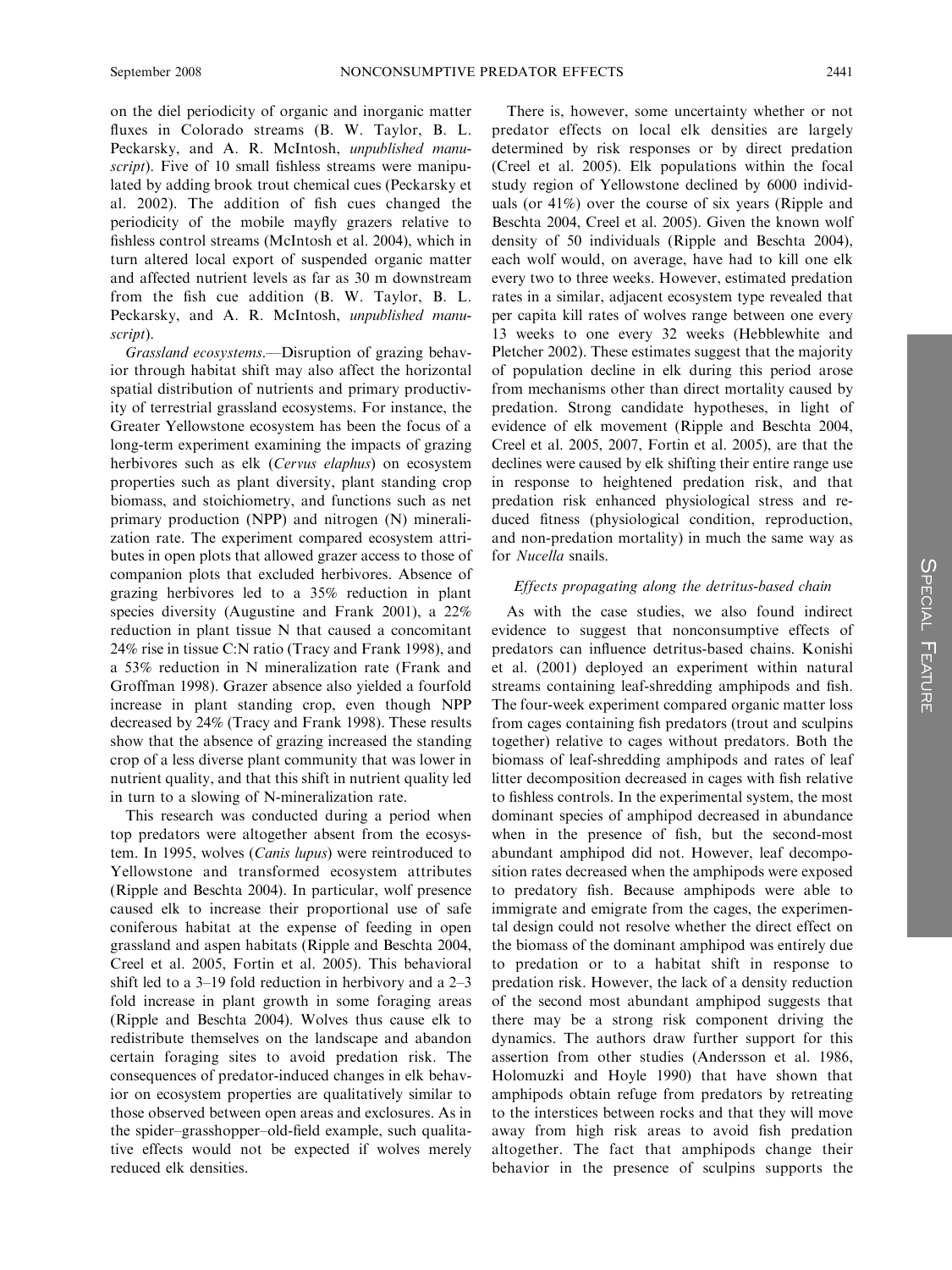on the diel periodicity of organic and inorganic matter fluxes in Colorado streams (B. W. Taylor, B. L. Peckarsky, and A. R. McIntosh, *unpublished manuscript*). Five of 10 small fishless streams were manipulated by adding brook trout chemical cues (Peckarsky et al. 2002). The addition of fish cues changed the periodicity of the mobile mayfly grazers relative to fishless control streams (McIntosh et al. 2004), which in turn altered local export of suspended organic matter and affected nutrient levels as far as 30 m downstream from the fish cue addition (B. W. Taylor, B. L. Peckarsky, and A. R. McIntosh, *unpublished manuscript*).

*Grassland ecosystems*.—Disruption of grazing behavior through habitat shift may also affect the horizontal spatial distribution of nutrients and primary productivity of terrestrial grassland ecosystems. For instance, the Greater Yellowstone ecosystem has been the focus of a long-term experiment examining the impacts of grazing herbivores such as elk (*Cervus elaphus*) on ecosystem properties such as plant diversity, plant standing crop biomass, and stoichiometry, and functions such as net primary production (NPP) and nitrogen (N) mineralization rate. The experiment compared ecosystem attributes in open plots that allowed grazer access to those of companion plots that excluded herbivores. Absence of grazing herbivores led to a 35% reduction in plant species diversity (Augustine and Frank 2001), a 22% reduction in plant tissue N that caused a concomitant 24% rise in tissue C:N ratio (Tracy and Frank 1998), and a 53% reduction in N mineralization rate (Frank and Groffman 1998). Grazer absence also yielded a fourfold increase in plant standing crop, even though NPP decreased by 24% (Tracy and Frank 1998). These results show that the absence of grazing increased the standing crop of a less diverse plant community that was lower in nutrient quality, and that this shift in nutrient quality led in turn to a slowing of N-mineralization rate.

This research was conducted during a period when top predators were altogether absent from the ecosystem. In 1995, wolves (*Canis lupus*) were reintroduced to Yellowstone and transformed ecosystem attributes (Ripple and Beschta 2004). In particular, wolf presence caused elk to increase their proportional use of safe coniferous habitat at the expense of feeding in open grassland and aspen habitats (Ripple and Beschta 2004, Creel et al. 2005, Fortin et al. 2005). This behavioral shift led to a 3–19 fold reduction in herbivory and a 2–3 fold increase in plant growth in some foraging areas (Ripple and Beschta 2004). Wolves thus cause elk to redistribute themselves on the landscape and abandon certain foraging sites to avoid predation risk. The consequences of predator-induced changes in elk behavior on ecosystem properties are qualitatively similar to those observed between open areas and exclosures. As in the spider–grasshopper–old-field example, such qualitative effects would not be expected if wolves merely reduced elk densities.

There is, however, some uncertainty whether or not predator effects on local elk densities are largely determined by risk responses or by direct predation (Creel et al. 2005). Elk populations within the focal study region of Yellowstone declined by 6000 individuals (or 41%) over the course of six years (Ripple and Beschta 2004, Creel et al. 2005). Given the known wolf density of 50 individuals (Ripple and Beschta 2004), each wolf would, on average, have had to kill one elk every two to three weeks. However, estimated predation rates in a similar, adjacent ecosystem type revealed that per capita kill rates of wolves range between one every 13 weeks to one every 32 weeks (Hebblewhite and Pletcher 2002). These estimates suggest that the majority of population decline in elk during this period arose from mechanisms other than direct mortality caused by predation. Strong candidate hypotheses, in light of evidence of elk movement (Ripple and Beschta 2004, Creel et al. 2005, 2007, Fortin et al. 2005), are that the declines were caused by elk shifting their entire range use in response to heightened predation risk, and that predation risk enhanced physiological stress and reduced fitness (physiological condition, reproduction, and non-predation mortality) in much the same way as for *Nucella* snails.

### *Effects propagating along the detritus-based chain*

As with the case studies, we also found indirect evidence to suggest that nonconsumptive effects of predators can influence detritus-based chains. Konishi et al. (2001) deployed an experiment within natural streams containing leaf-shredding amphipods and fish. The four-week experiment compared organic matter loss from cages containing fish predators (trout and sculpins together) relative to cages without predators. Both the biomass of leaf-shredding amphipods and rates of leaf litter decomposition decreased in cages with fish relative to fishless controls. In the experimental system, the most dominant species of amphipod decreased in abundance when in the presence of fish, but the second-most abundant amphipod did not. However, leaf decomposition rates decreased when the amphipods were exposed to predatory fish. Because amphipods were able to immigrate and emigrate from the cages, the experimental design could not resolve whether the direct effect on the biomass of the dominant amphipod was entirely due to predation or to a habitat shift in response to predation risk. However, the lack of a density reduction of the second most abundant amphipod suggests that there may be a strong risk component driving the dynamics. The authors draw further support for this assertion from other studies (Andersson et al. 1986, Holomuzki and Hoyle 1990) that have shown that amphipods obtain refuge from predators by retreating to the interstices between rocks and that they will move away from high risk areas to avoid fish predation altogether. The fact that amphipods change their behavior in the presence of sculpins supports the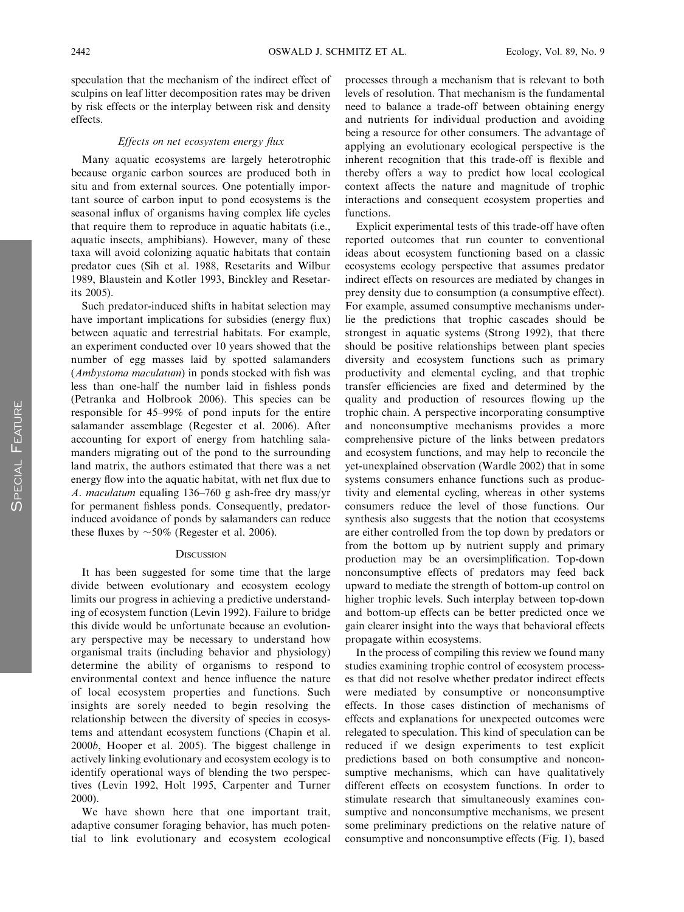speculation that the mechanism of the indirect effect of sculpins on leaf litter decomposition rates may be driven by risk effects or the interplay between risk and density effects.

### *Effects on net ecosystem energy flux*

Many aquatic ecosystems are largely heterotrophic because organic carbon sources are produced both in situ and from external sources. One potentially important source of carbon input to pond ecosystems is the seasonal influx of organisms having complex life cycles that require them to reproduce in aquatic habitats (i.e., aquatic insects, amphibians). However, many of these taxa will avoid colonizing aquatic habitats that contain predator cues (Sih et al. 1988, Resetarits and Wilbur 1989, Blaustein and Kotler 1993, Binckley and Resetarits 2005).

Such predator-induced shifts in habitat selection may have important implications for subsidies (energy flux) between aquatic and terrestrial habitats. For example, an experiment conducted over 10 years showed that the number of egg masses laid by spotted salamanders (*Ambystoma maculatum*) in ponds stocked with fish was less than one-half the number laid in fishless ponds (Petranka and Holbrook 2006). This species can be responsible for 45–99% of pond inputs for the entire salamander assemblage (Regester et al. 2006). After accounting for export of energy from hatchling salamanders migrating out of the pond to the surrounding land matrix, the authors estimated that there was a net energy flow into the aquatic habitat, with net flux due to *A. maculatum* equaling 136–760 g ash-free dry mass/yr for permanent fishless ponds. Consequently, predator-induced avoidance of ponds by salamanders can reduce these fluxes by ~50% (Regester et al. 2006).

## Discussion

It has been suggested for some time that the large divide between evolutionary and ecosystem ecology limits our progress in achieving a predictive understanding of ecosystem function (Levin 1992). Failure to bridge this divide would be unfortunate because an evolutionary perspective may be necessary to understand how organismal traits (including behavior and physiology) determine the ability of organisms to respond to environmental context and hence influence the nature of local ecosystem properties and functions. Such insights are sorely needed to begin resolving the relationship between the diversity of species in ecosystems and attendant ecosystem functions (Chapin et al. 2000*b*, Hooper et al. 2005). The biggest challenge in actively linking evolutionary and ecosystem ecology is to identify operational ways of blending the two perspectives (Levin 1992, Holt 1995, Carpenter and Turner 2000).

We have shown here that one important trait, adaptive consumer foraging behavior, has much potential to link evolutionary and ecosystem ecological processes through a mechanism that is relevant to both levels of resolution. That mechanism is the fundamental need to balance a trade-off between obtaining energy and nutrients for individual production and avoiding being a resource for other consumers. The advantage of applying an evolutionary ecological perspective is the inherent recognition that this trade-off is flexible and thereby offers a way to predict how local ecological context affects the nature and magnitude of trophic interactions and consequent ecosystem properties and functions.

Explicit experimental tests of this trade-off have often reported outcomes that run counter to conventional ideas about ecosystem functioning based on a classic ecosystems ecology perspective that assumes predator indirect effects on resources are mediated by changes in prey density due to consumption (a consumptive effect). For example, assumed consumptive mechanisms underlie the predictions that trophic cascades should be strongest in aquatic systems (Strong 1992), that there should be positive relationships between plant species diversity and ecosystem functions such as primary productivity and elemental cycling, and that trophic transfer efficiencies are fixed and determined by the quality and production of resources flowing up the trophic chain. A perspective incorporating consumptive and nonconsumptive mechanisms provides a more comprehensive picture of the links between predators and ecosystem functions, and may help to reconcile the yet-unexplained observation (Wardle 2002) that in some systems consumers enhance functions such as productivity and elemental cycling, whereas in other systems consumers reduce the level of those functions. Our synthesis also suggests that the notion that ecosystems are either controlled from the top down by predators or from the bottom up by nutrient supply and primary production may be an oversimplification. Top-down nonconsumptive effects of predators may feed back upward to mediate the strength of bottom-up control on higher trophic levels. Such interplay between top-down and bottom-up effects can be better predicted once we gain clearer insight into the ways that behavioral effects propagate within ecosystems.

In the process of compiling this review we found many studies examining trophic control of ecosystem processes that did not resolve whether predator indirect effects were mediated by consumptive or nonconsumptive effects. In those cases distinction of mechanisms of effects and explanations for unexpected outcomes were relegated to speculation. This kind of speculation can be reduced if we design experiments to test explicit predictions based on both consumptive and nonconsumptive mechanisms, which can have qualitatively different effects on ecosystem functions. In order to stimulate research that simultaneously examines consumptive and nonconsumptive mechanisms, we present some preliminary predictions on the relative nature of consumptive and nonconsumptive effects (Fig. 1), based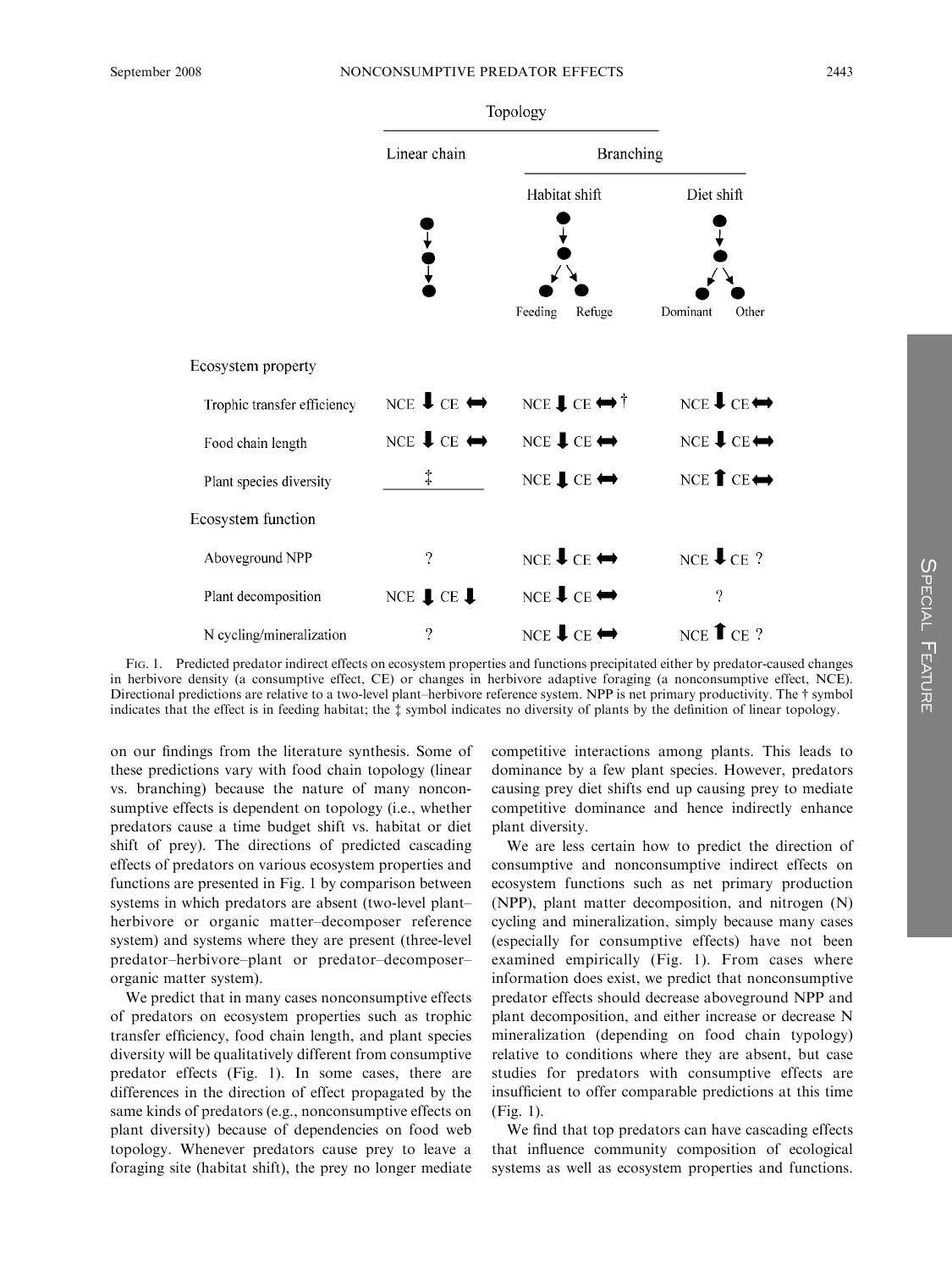Topology

| | Linear chain | Branching: Habitat shift | Branching: Diet shift |
|---|---|---|---|
| | | Feeding / Refuge | Dominant / Other |
| **Ecosystem property** | | | |
| Trophic transfer efficiency | NCE ⬇ CE ⬌ | NCE ⬇ CE ⬌ † | NCE ⬇ CE ⬌ |
| Food chain length | NCE ⬇ CE ⬌ | NCE ⬇ CE ⬌ | NCE ⬇ CE ⬌ |
| Plant species diversity | ‡ | NCE ⬇ CE ⬌ | NCE ⬆ CE ⬌ |
| **Ecosystem function** | | | |
| Aboveground NPP | ? | NCE ⬇ CE ⬌ | NCE ⬇ CE ? |
| Plant decomposition | NCE ⬇ CE ⬇ | NCE ⬇ CE ⬌ | ? |
| N cycling/mineralization | ? | NCE ⬇ CE ⬌ | NCE ⬆ CE ? |

FIG. 1. Predicted predator indirect effects on ecosystem properties and functions precipitated either by predator-caused changes in herbivore density (a consumptive effect, CE) or changes in herbivore adaptive foraging (a nonconsumptive effect, NCE). Directional predictions are relative to a two-level plant–herbivore reference system. NPP is net primary productivity. The † symbol indicates that the effect is in feeding habitat; the ‡ symbol indicates no diversity of plants by the definition of linear topology.

on our findings from the literature synthesis. Some of these predictions vary with food chain topology (linear vs. branching) because the nature of many nonconsumptive effects is dependent on topology (i.e., whether predators cause a time budget shift vs. habitat or diet shift of prey). The directions of predicted cascading effects of predators on various ecosystem properties and functions are presented in Fig. 1 by comparison between systems in which predators are absent (two-level plant–herbivore or organic matter–decomposer reference system) and systems where they are present (three-level predator–herbivore–plant or predator–decomposer–organic matter system).

We predict that in many cases nonconsumptive effects of predators on ecosystem properties such as trophic transfer efficiency, food chain length, and plant species diversity will be qualitatively different from consumptive predator effects (Fig. 1). In some cases, there are differences in the direction of effect propagated by the same kinds of predators (e.g., nonconsumptive effects on plant diversity) because of dependencies on food web topology. Whenever predators cause prey to leave a foraging site (habitat shift), the prey no longer mediate competitive interactions among plants. This leads to dominance by a few plant species. However, predators causing prey diet shifts end up causing prey to mediate competitive dominance and hence indirectly enhance plant diversity.

We are less certain how to predict the direction of consumptive and nonconsumptive indirect effects on ecosystem functions such as net primary production (NPP), plant matter decomposition, and nitrogen (N) cycling and mineralization, simply because many cases (especially for consumptive effects) have not been examined empirically (Fig. 1). From cases where information does exist, we predict that nonconsumptive predator effects should decrease aboveground NPP and plant decomposition, and either increase or decrease N mineralization (depending on food chain typology) relative to conditions where they are absent, but case studies for predators with consumptive effects are insufficient to offer comparable predictions at this time (Fig. 1).

We find that top predators can have cascading effects that influence community composition of ecological systems as well as ecosystem properties and functions.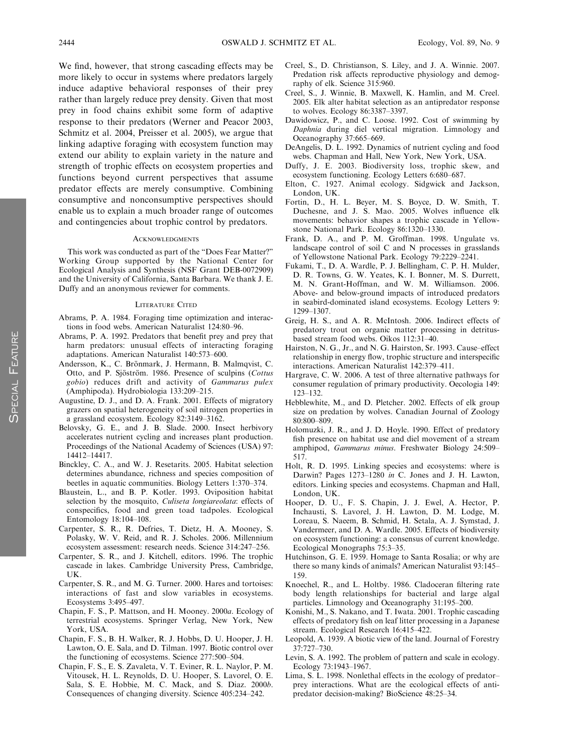We find, however, that strong cascading effects may be more likely to occur in systems where predators largely induce adaptive behavioral responses of their prey rather than largely reduce prey density. Given that most prey in food chains exhibit some form of adaptive response to their predators (Werner and Peacor 2003, Schmitz et al. 2004, Preisser et al. 2005), we argue that linking adaptive foraging with ecosystem function may extend our ability to explain variety in the nature and strength of trophic effects on ecosystem properties and functions beyond current perspectives that assume predator effects are merely consumptive. Combining consumptive and nonconsumptive perspectives should enable us to explain a much broader range of outcomes and contingencies about trophic control by predators.

## Acknowledgments

This work was conducted as part of the "Does Fear Matter?" Working Group supported by the National Center for Ecological Analysis and Synthesis (NSF Grant DEB-0072909) and the University of California, Santa Barbara. We thank J. E. Duffy and an anonymous reviewer for comments.

## Literature Cited

Abrams, P. A. 1984. Foraging time optimization and interactions in food webs. American Naturalist 124:80–96.

Abrams, P. A. 1992. Predators that benefit prey and prey that harm predators: unusual effects of interacting foraging adaptations. American Naturalist 140:573–600.

Andersson, K., C. Brönmark, J. Hermann, B. Malmqvist, C. Otto, and P. Sjöström. 1986. Presence of sculpins (*Cottus gobio*) reduces drift and activity of *Gammarus pulex* (Amphipoda). Hydrobiologia 133:209–215.

Augustine, D. J., and D. A. Frank. 2001. Effects of migratory grazers on spatial heterogeneity of soil nitrogen properties in a grassland ecosystem. Ecology 82:3149–3162.

Belovsky, G. E., and J. B. Slade. 2000. Insect herbivory accelerates nutrient cycling and increases plant production. Proceedings of the National Academy of Sciences (USA) 97: 14412–14417.

Binckley, C. A., and W. J. Resetarits. 2005. Habitat selection determines abundance, richness and species composition of beetles in aquatic communities. Biology Letters 1:370–374.

Blaustein, L., and B. P. Kotler. 1993. Oviposition habitat selection by the mosquito, *Culiseta longiareolata*: effects of conspecifics, food and green toad tadpoles. Ecological Entomology 18:104–108.

Carpenter, S. R., R. Defries, T. Dietz, H. A. Mooney, S. Polasky, W. V. Reid, and R. J. Scholes. 2006. Millennium ecosystem assessment: research needs. Science 314:247–256.

Carpenter, S. R., and J. Kitchell, editors. 1996. The trophic cascade in lakes. Cambridge University Press, Cambridge, UK.

Carpenter, S. R., and M. G. Turner. 2000. Hares and tortoises: interactions of fast and slow variables in ecosystems. Ecosystems 3:495–497.

Chapin, F. S., P. Mattson, and H. Mooney. 2000*a*. Ecology of terrestrial ecosystems. Springer Verlag, New York, New York, USA.

Chapin, F. S., B. H. Walker, R. J. Hobbs, D. U. Hooper, J. H. Lawton, O. E. Sala, and D. Tilman. 1997. Biotic control over the functioning of ecosystems. Science 277:500–504.

Chapin, F. S., E. S. Zavaleta, V. T. Eviner, R. L. Naylor, P. M. Vitousek, H. L. Reynolds, D. U. Hooper, S. Lavorel, O. E. Sala, S. E. Hobbie, M. C. Mack, and S. Diaz. 2000*b*. Consequences of changing diversity. Science 405:234–242.

Creel, S., D. Christianson, S. Liley, and J. A. Winnie. 2007. Predation risk affects reproductive physiology and demography of elk. Science 315:960.

Creel, S., J. Winnie, B. Maxwell, K. Hamlin, and M. Creel. 2005. Elk alter habitat selection as an antipredator response to wolves. Ecology 86:3387–3397.

Dawidowicz, P., and C. Loose. 1992. Cost of swimming by *Daphnia* during diel vertical migration. Limnology and Oceanography 37:665–669.

DeAngelis, D. L. 1992. Dynamics of nutrient cycling and food webs. Chapman and Hall, New York, New York, USA.

Duffy, J. E. 2003. Biodiversity loss, trophic skew, and ecosystem functioning. Ecology Letters 6:680–687.

Elton, C. 1927. Animal ecology. Sidgwick and Jackson, London, UK.

Fortin, D., H. L. Beyer, M. S. Boyce, D. W. Smith, T. Duchesne, and J. S. Mao. 2005. Wolves influence elk movements: behavior shapes a trophic cascade in Yellowstone National Park. Ecology 86:1320–1330.

Frank, D. A., and P. M. Groffman. 1998. Ungulate vs. landscape control of soil C and N processes in grasslands of Yellowstone National Park. Ecology 79:2229–2241.

Fukami, T., D. A. Wardle, P. J. Bellingham, C. P. H. Mulder, D. R. Towns, G. W. Yeates, K. I. Bonner, M. S. Durrett, M. N. Grant-Hoffman, and W. M. Williamson. 2006. Above- and below-ground impacts of introduced predators in seabird-dominated island ecosystems. Ecology Letters 9: 1299–1307.

Greig, H. S., and A. R. McIntosh. 2006. Indirect effects of predatory trout on organic matter processing in detritus-based stream food webs. Oikos 112:31–40.

Hairston, N. G., Jr., and N. G. Hairston, Sr. 1993. Cause–effect relationship in energy flow, trophic structure and interspecific interactions. American Naturalist 142:379–411.

Hargrave, C. W. 2006. A test of three alternative pathways for consumer regulation of primary productivity. Oecologia 149: 123–132.

Hebblewhite, M., and D. Pletcher. 2002. Effects of elk group size on predation by wolves. Canadian Journal of Zoology 80:800–809.

Holomuzki, J. R., and J. D. Hoyle. 1990. Effect of predatory fish presence on habitat use and diel movement of a stream amphipod, *Gammarus minus*. Freshwater Biology 24:509–517.

Holt, R. D. 1995. Linking species and ecosystems: where is Darwin? Pages 1273–1280 *in* C. Jones and J. H. Lawton, editors. Linking species and ecosystems. Chapman and Hall, London, UK.

Hooper, D. U., F. S. Chapin, J. J. Ewel, A. Hector, P. Inchausti, S. Lavorel, J. H. Lawton, D. M. Lodge, M. Loreau, S. Naeem, B. Schmid, H. Setala, A. J. Symstad, J. Vandermeer, and D. A. Wardle. 2005. Effects of biodiversity on ecosystem functioning: a consensus of current knowledge. Ecological Monographs 75:3–35.

Hutchinson, G. E. 1959. Homage to Santa Rosalia; or why are there so many kinds of animals? American Naturalist 93:145–159.

Knoechel, R., and L. Holtby. 1986. Cladoceran filtering rate body length relationships for bacterial and large algal particles. Limnology and Oceanography 31:195–200.

Konishi, M., S. Nakano, and T. Iwata. 2001. Trophic cascading effects of predatory fish on leaf litter processing in a Japanese stream. Ecological Research 16:415–422.

Leopold, A. 1939. A biotic view of the land. Journal of Forestry 37:727–730.

Levin, S. A. 1992. The problem of pattern and scale in ecology. Ecology 73:1943–1967.

Lima, S. L. 1998. Nonlethal effects in the ecology of predator–prey interactions. What are the ecological effects of anti-predator decision-making? BioScience 48:25–34.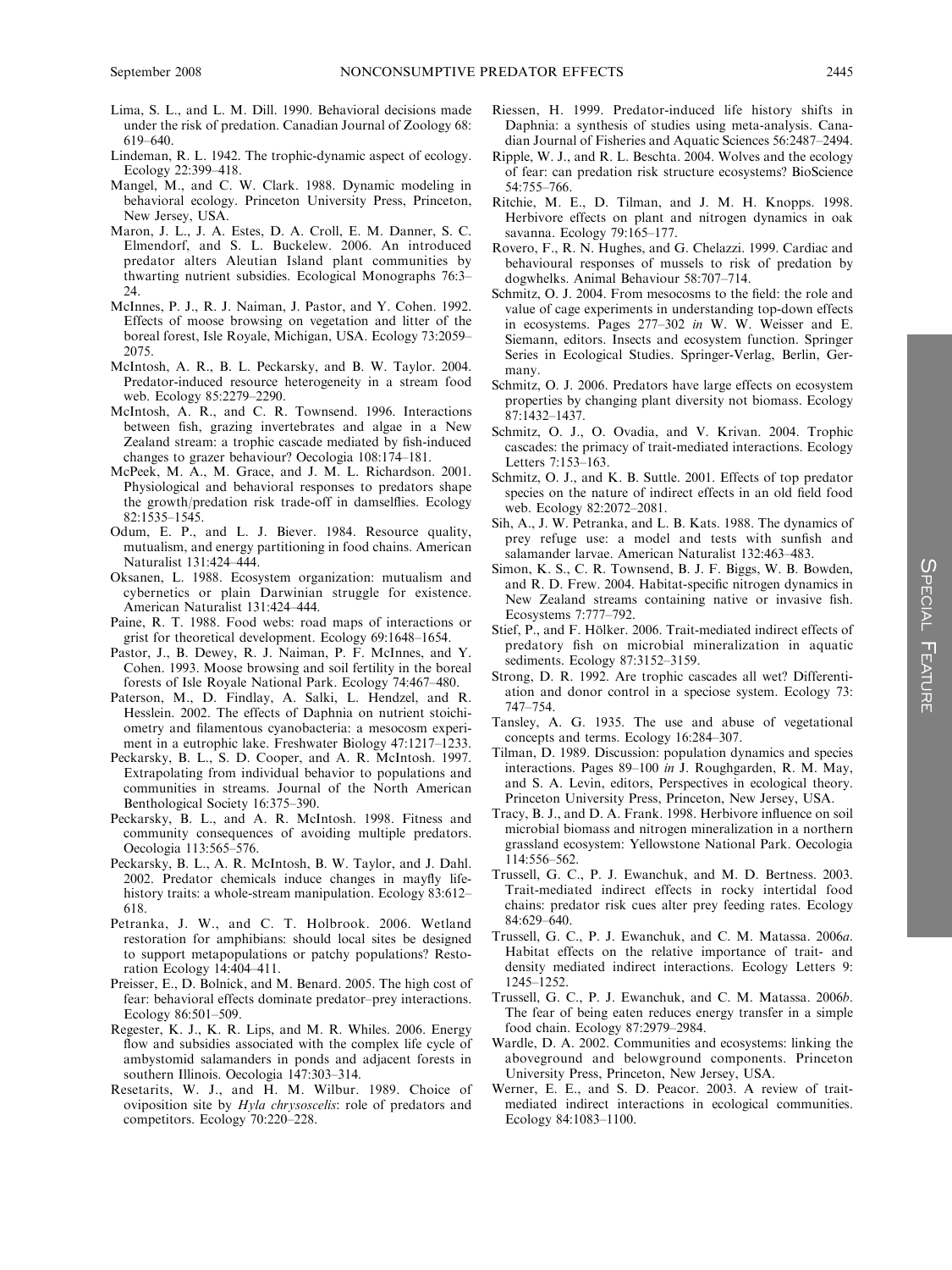Lima, S. L., and L. M. Dill. 1990. Behavioral decisions made under the risk of predation. Canadian Journal of Zoology 68: 619–640.

Lindeman, R. L. 1942. The trophic-dynamic aspect of ecology. Ecology 22:399–418.

Mangel, M., and C. W. Clark. 1988. Dynamic modeling in behavioral ecology. Princeton University Press, Princeton, New Jersey, USA.

Maron, J. L., J. A. Estes, D. A. Croll, E. M. Danner, S. C. Elmendorf, and S. L. Buckelew. 2006. An introduced predator alters Aleutian Island plant communities by thwarting nutrient subsidies. Ecological Monographs 76:3–24.

McInnes, P. J., R. J. Naiman, J. Pastor, and Y. Cohen. 1992. Effects of moose browsing on vegetation and litter of the boreal forest, Isle Royale, Michigan, USA. Ecology 73:2059–2075.

McIntosh, A. R., B. L. Peckarsky, and B. W. Taylor. 2004. Predator-induced resource heterogeneity in a stream food web. Ecology 85:2279–2290.

McIntosh, A. R., and C. R. Townsend. 1996. Interactions between fish, grazing invertebrates and algae in a New Zealand stream: a trophic cascade mediated by fish-induced changes to grazer behaviour? Oecologia 108:174–181.

McPeek, M. A., M. Grace, and J. M. L. Richardson. 2001. Physiological and behavioral responses to predators shape the growth/predation risk trade-off in damselflies. Ecology 82:1535–1545.

Odum, E. P., and L. J. Biever. 1984. Resource quality, mutualism, and energy partitioning in food chains. American Naturalist 131:424–444.

Oksanen, L. 1988. Ecosystem organization: mutualism and cybernetics or plain Darwinian struggle for existence. American Naturalist 131:424–444.

Paine, R. T. 1988. Food webs: road maps of interactions or grist for theoretical development. Ecology 69:1648–1654.

Pastor, J., B. Dewey, R. J. Naiman, P. F. McInnes, and Y. Cohen. 1993. Moose browsing and soil fertility in the boreal forests of Isle Royale National Park. Ecology 74:467–480.

Paterson, M., D. Findlay, A. Salki, L. Hendzel, and R. Hesslein. 2002. The effects of Daphnia on nutrient stoichiometry and filamentous cyanobacteria: a mesocosm experiment in a eutrophic lake. Freshwater Biology 47:1217–1233.

Peckarsky, B. L., S. D. Cooper, and A. R. McIntosh. 1997. Extrapolating from individual behavior to populations and communities in streams. Journal of the North American Benthological Society 16:375–390.

Peckarsky, B. L., and A. R. McIntosh. 1998. Fitness and community consequences of avoiding multiple predators. Oecologia 113:565–576.

Peckarsky, B. L., A. R. McIntosh, B. W. Taylor, and J. Dahl. 2002. Predator chemicals induce changes in mayfly life-history traits: a whole-stream manipulation. Ecology 83:612–618.

Petranka, J. W., and C. T. Holbrook. 2006. Wetland restoration for amphibians: should local sites be designed to support metapopulations or patchy populations? Restoration Ecology 14:404–411.

Preisser, E., D. Bolnick, and M. Benard. 2005. The high cost of fear: behavioral effects dominate predator–prey interactions. Ecology 86:501–509.

Regester, K. J., K. R. Lips, and M. R. Whiles. 2006. Energy flow and subsidies associated with the complex life cycle of ambystomid salamanders in ponds and adjacent forests in southern Illinois. Oecologia 147:303–314.

Resetarits, W. J., and H. M. Wilbur. 1989. Choice of oviposition site by *Hyla chrysoscelis*: role of predators and competitors. Ecology 70:220–228.

Riessen, H. 1999. Predator-induced life history shifts in Daphnia: a synthesis of studies using meta-analysis. Canadian Journal of Fisheries and Aquatic Sciences 56:2487–2494.

Ripple, W. J., and R. L. Beschta. 2004. Wolves and the ecology of fear: can predation risk structure ecosystems? BioScience 54:755–766.

Ritchie, M. E., D. Tilman, and J. M. H. Knopps. 1998. Herbivore effects on plant and nitrogen dynamics in oak savanna. Ecology 79:165–177.

Rovero, F., R. N. Hughes, and G. Chelazzi. 1999. Cardiac and behavioural responses of mussels to risk of predation by dogwhelks. Animal Behaviour 58:707–714.

Schmitz, O. J. 2004. From mesocosms to the field: the role and value of cage experiments in understanding top-down effects in ecosystems. Pages 277–302 *in* W. W. Weisser and E. Siemann, editors. Insects and ecosystem function. Springer Series in Ecological Studies. Springer-Verlag, Berlin, Germany.

Schmitz, O. J. 2006. Predators have large effects on ecosystem properties by changing plant diversity not biomass. Ecology 87:1432–1437.

Schmitz, O. J., O. Ovadia, and V. Krivan. 2004. Trophic cascades: the primacy of trait-mediated interactions. Ecology Letters 7:153–163.

Schmitz, O. J., and K. B. Suttle. 2001. Effects of top predator species on the nature of indirect effects in an old field food web. Ecology 82:2072–2081.

Sih, A., J. W. Petranka, and L. B. Kats. 1988. The dynamics of prey refuge use: a model and tests with sunfish and salamander larvae. American Naturalist 132:463–483.

Simon, K. S., C. R. Townsend, B. J. F. Biggs, W. B. Bowden, and R. D. Frew. 2004. Habitat-specific nitrogen dynamics in New Zealand streams containing native or invasive fish. Ecosystems 7:777–792.

Stief, P., and F. Hölker. 2006. Trait-mediated indirect effects of predatory fish on microbial mineralization in aquatic sediments. Ecology 87:3152–3159.

Strong, D. R. 1992. Are trophic cascades all wet? Differentiation and donor control in a speciose system. Ecology 73: 747–754.

Tansley, A. G. 1935. The use and abuse of vegetational concepts and terms. Ecology 16:284–307.

Tilman, D. 1989. Discussion: population dynamics and species interactions. Pages 89–100 *in* J. Roughgarden, R. M. May, and S. A. Levin, editors, Perspectives in ecological theory. Princeton University Press, Princeton, New Jersey, USA.

Tracy, B. J., and D. A. Frank. 1998. Herbivore influence on soil microbial biomass and nitrogen mineralization in a northern grassland ecosystem: Yellowstone National Park. Oecologia 114:556–562.

Trussell, G. C., P. J. Ewanchuk, and M. D. Bertness. 2003. Trait-mediated indirect effects in rocky intertidal food chains: predator risk cues alter prey feeding rates. Ecology 84:629–640.

Trussell, G. C., P. J. Ewanchuk, and C. M. Matassa. 2006*a*. Habitat effects on the relative importance of trait- and density mediated indirect interactions. Ecology Letters 9: 1245–1252.

Trussell, G. C., P. J. Ewanchuk, and C. M. Matassa. 2006*b*. The fear of being eaten reduces energy transfer in a simple food chain. Ecology 87:2979–2984.

Wardle, D. A. 2002. Communities and ecosystems: linking the aboveground and belowground components. Princeton University Press, Princeton, New Jersey, USA.

Werner, E. E., and S. D. Peacor. 2003. A review of trait-mediated indirect interactions in ecological communities. Ecology 84:1083–1100.